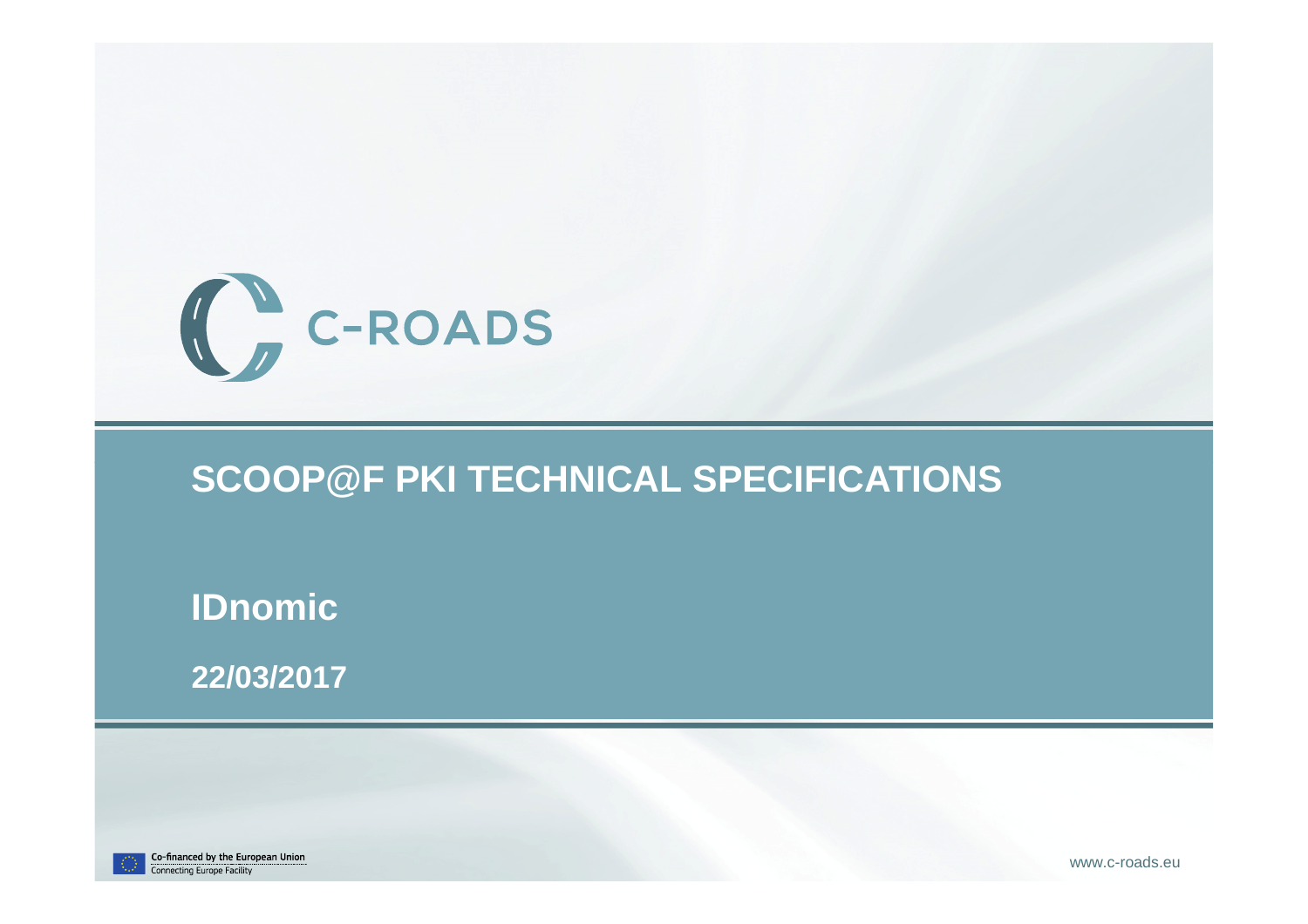C-ROADS

# SCOOP@F PKI TECHNICAL SPECIFICATIONS

**IDnomic**

**22/03/2017**

Co-financed by the European Union
Connecting Europe Facility

www.c-roads.eu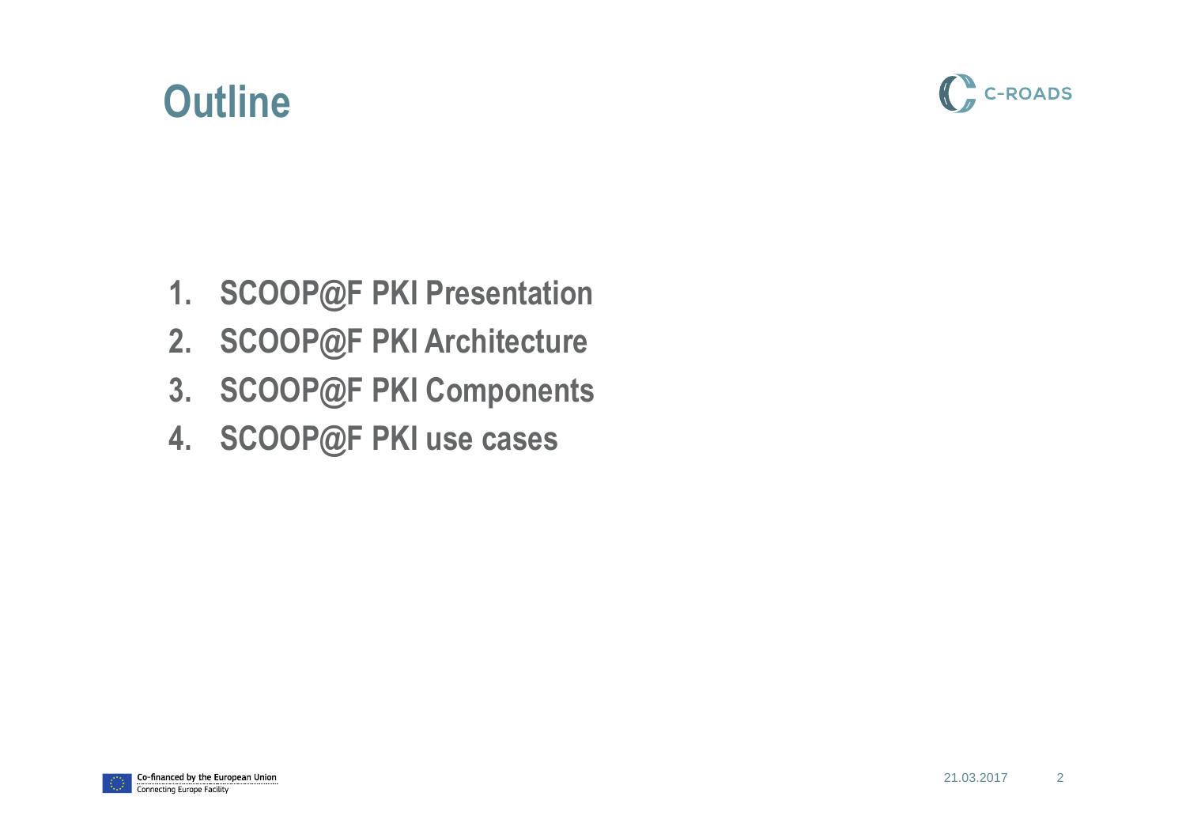# Outline

1. SCOOP@F PKI Presentation
2. SCOOP@F PKI Architecture
3. SCOOP@F PKI Components
4. SCOOP@F PKI use cases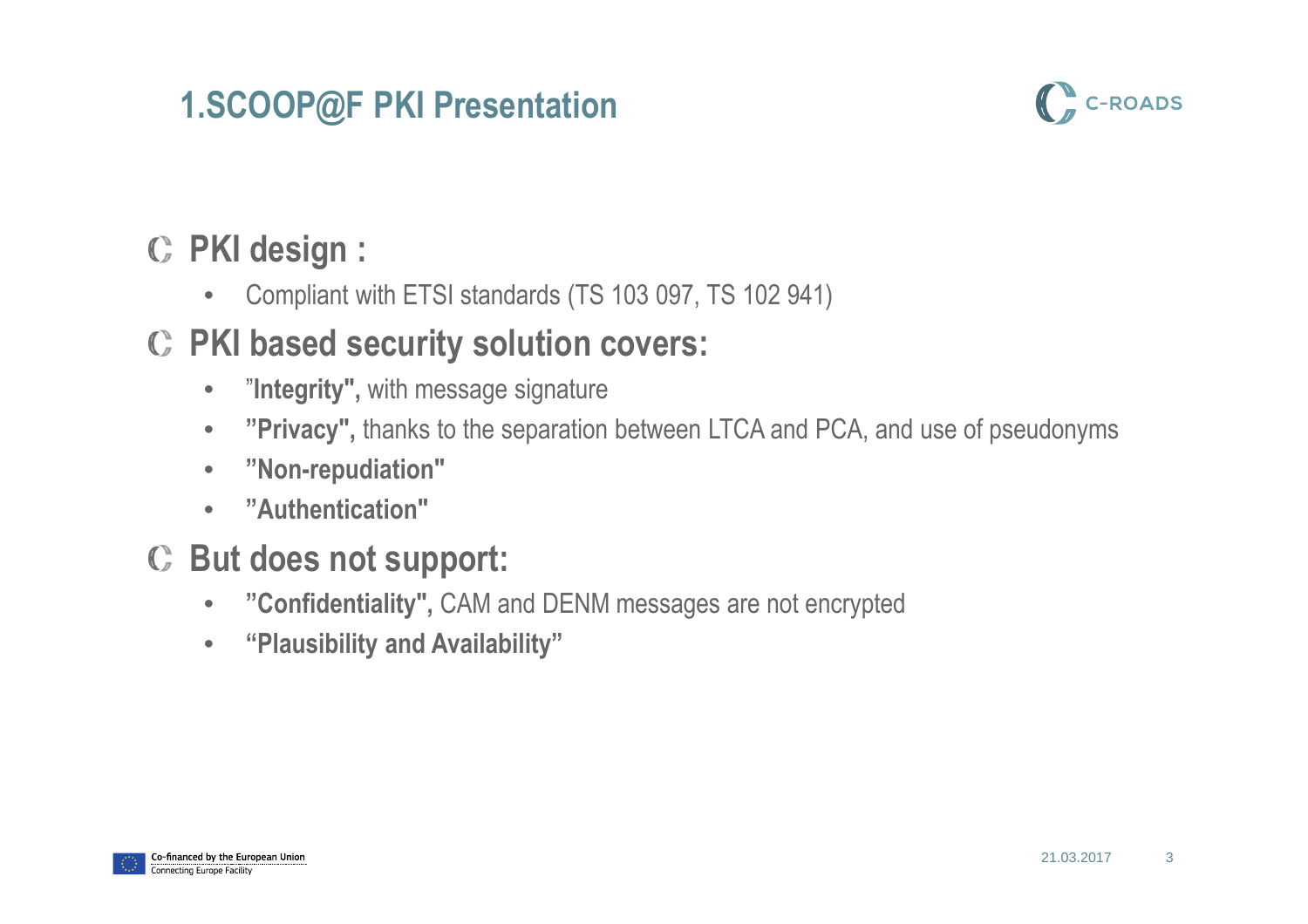# 1.SCOOP@F PKI Presentation

## PKI design :

- Compliant with ETSI standards (TS 103 097, TS 102 941)

## PKI based security solution covers:

- ”**Integrity",** with message signature
- **”Privacy",** thanks to the separation between LTCA and PCA, and use of pseudonyms
- **”Non-repudiation"**
- **”Authentication"**

## But does not support:

- **”Confidentiality",** CAM and DENM messages are not encrypted
- **“Plausibility and Availability”**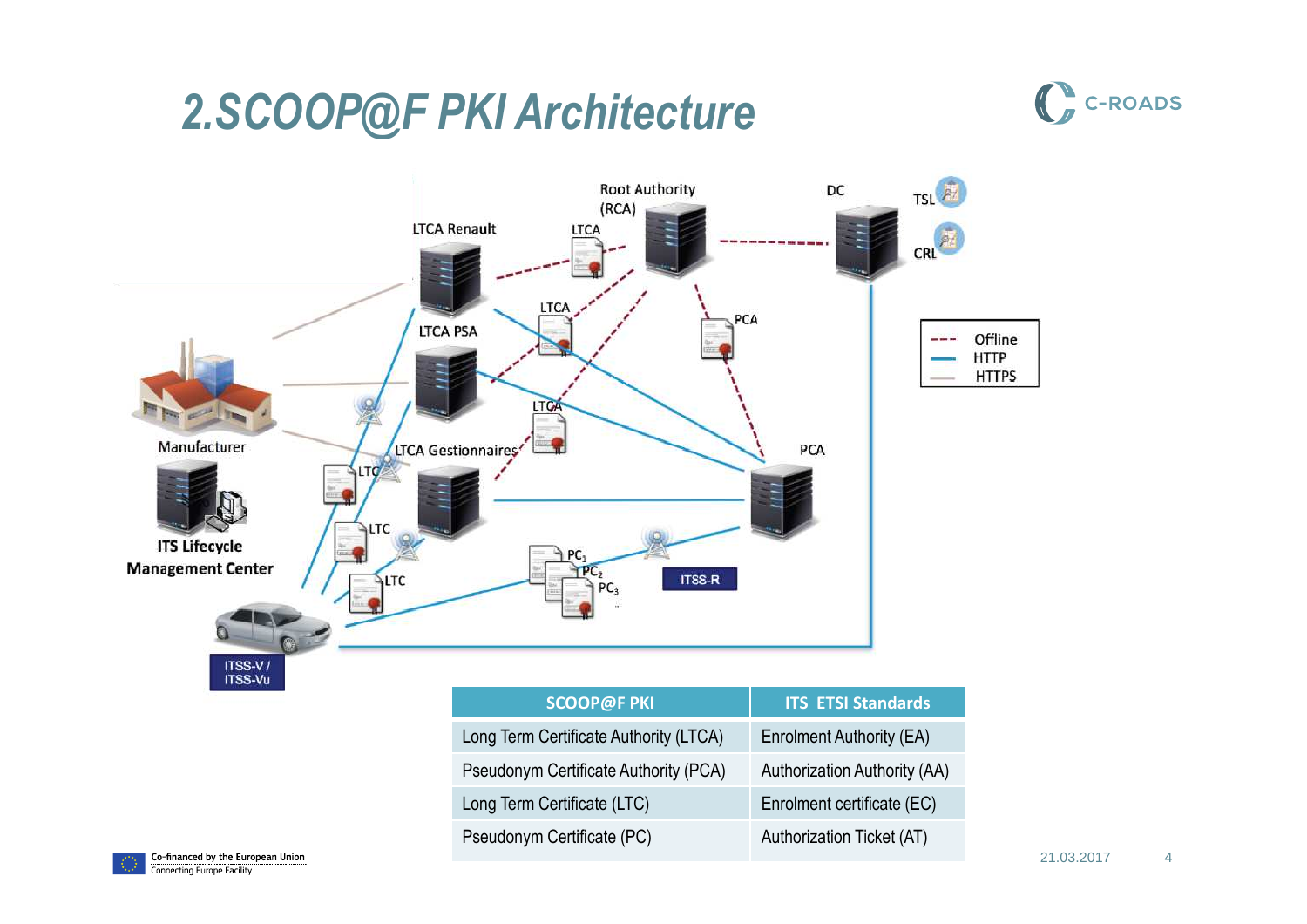# 2.SCOOP@F PKI Architecture

Root Authority (RCA)

LTCA Renault

LTCA

DC

TSL

CRL

LTCA

LTCA PSA

PCA

Offline

HTTP

HTTPS

LTCA

Manufacturer

LTCA Gestionnaires

LTC

PCA

ITS Lifecycle Management Center

LTC

$PC_1$

$PC_2$

$PC_3$

LTC

ITSS-R

ITSS-V / ITSS-Vu

| SCOOP@F PKI | ITS ETSI Standards |
|---|---|
| Long Term Certificate Authority (LTCA) | Enrolment Authority (EA) |
| Pseudonym Certificate Authority (PCA) | Authorization Authority (AA) |
| Long Term Certificate (LTC) | Enrolment certificate (EC) |
| Pseudonym Certificate (PC) | Authorization Ticket (AT) |

Co-financed by the European Union
Connecting Europe Facility

21.03.2017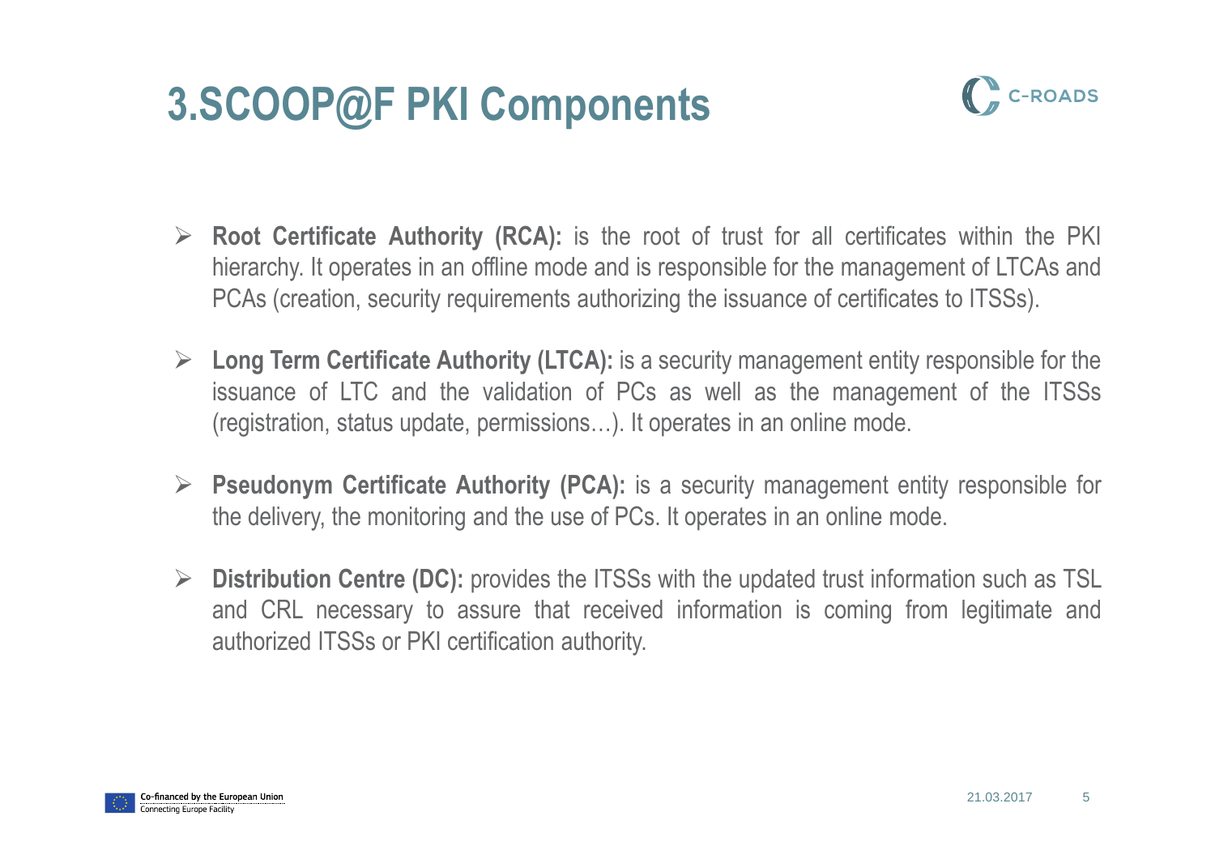# 3.SCOOP@F PKI Components

- **Root Certificate Authority (RCA):** is the root of trust for all certificates within the PKI hierarchy. It operates in an offline mode and is responsible for the management of LTCAs and PCAs (creation, security requirements authorizing the issuance of certificates to ITSSs).

- **Long Term Certificate Authority (LTCA):** is a security management entity responsible for the issuance of LTC and the validation of PCs as well as the management of the ITSSs (registration, status update, permissions…). It operates in an online mode.

- **Pseudonym Certificate Authority (PCA):** is a security management entity responsible for the delivery, the monitoring and the use of PCs. It operates in an online mode.

- **Distribution Centre (DC):** provides the ITSSs with the updated trust information such as TSL and CRL necessary to assure that received information is coming from legitimate and authorized ITSSs or PKI certification authority.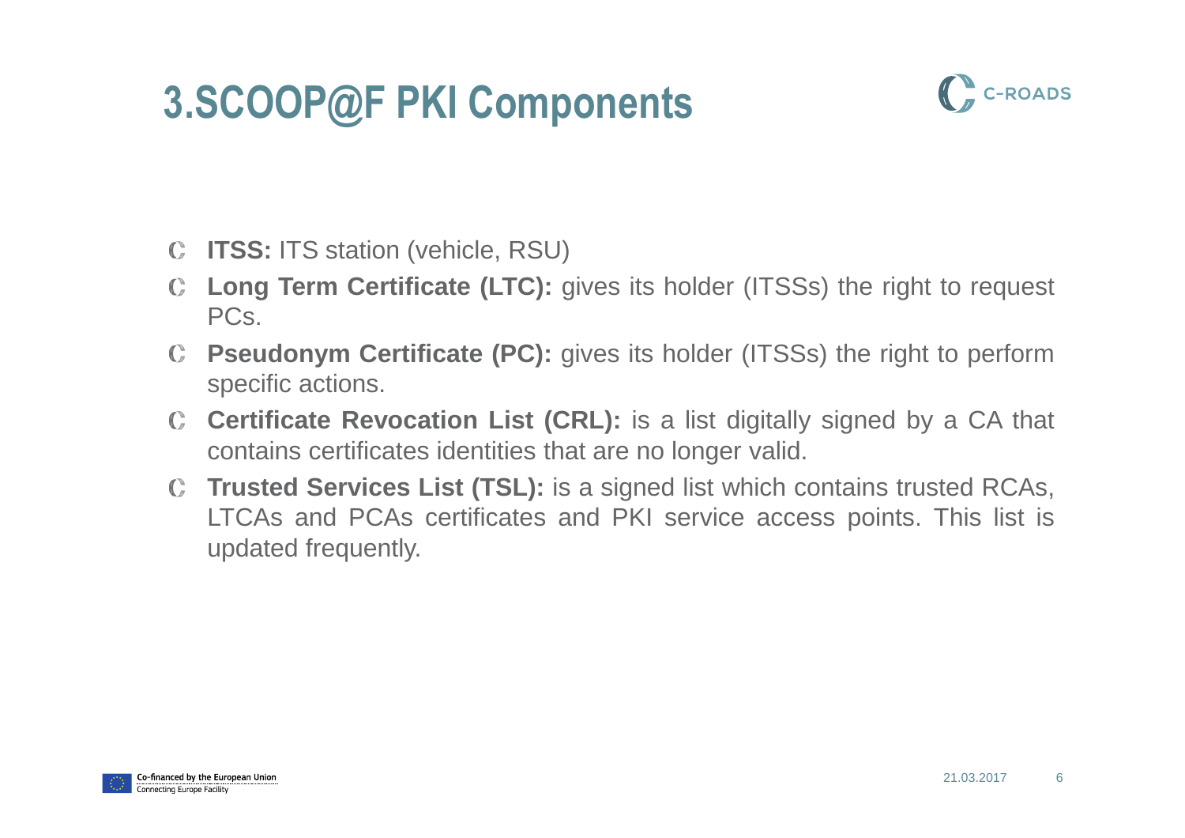# 3.SCOOP@F PKI Components

- **ITSS:** ITS station (vehicle, RSU)
- **Long Term Certificate (LTC):** gives its holder (ITSSs) the right to request PCs.
- **Pseudonym Certificate (PC):** gives its holder (ITSSs) the right to perform specific actions.
- **Certificate Revocation List (CRL):** is a list digitally signed by a CA that contains certificates identities that are no longer valid.
- **Trusted Services List (TSL):** is a signed list which contains trusted RCAs, LTCAs and PCAs certificates and PKI service access points. This list is updated frequently.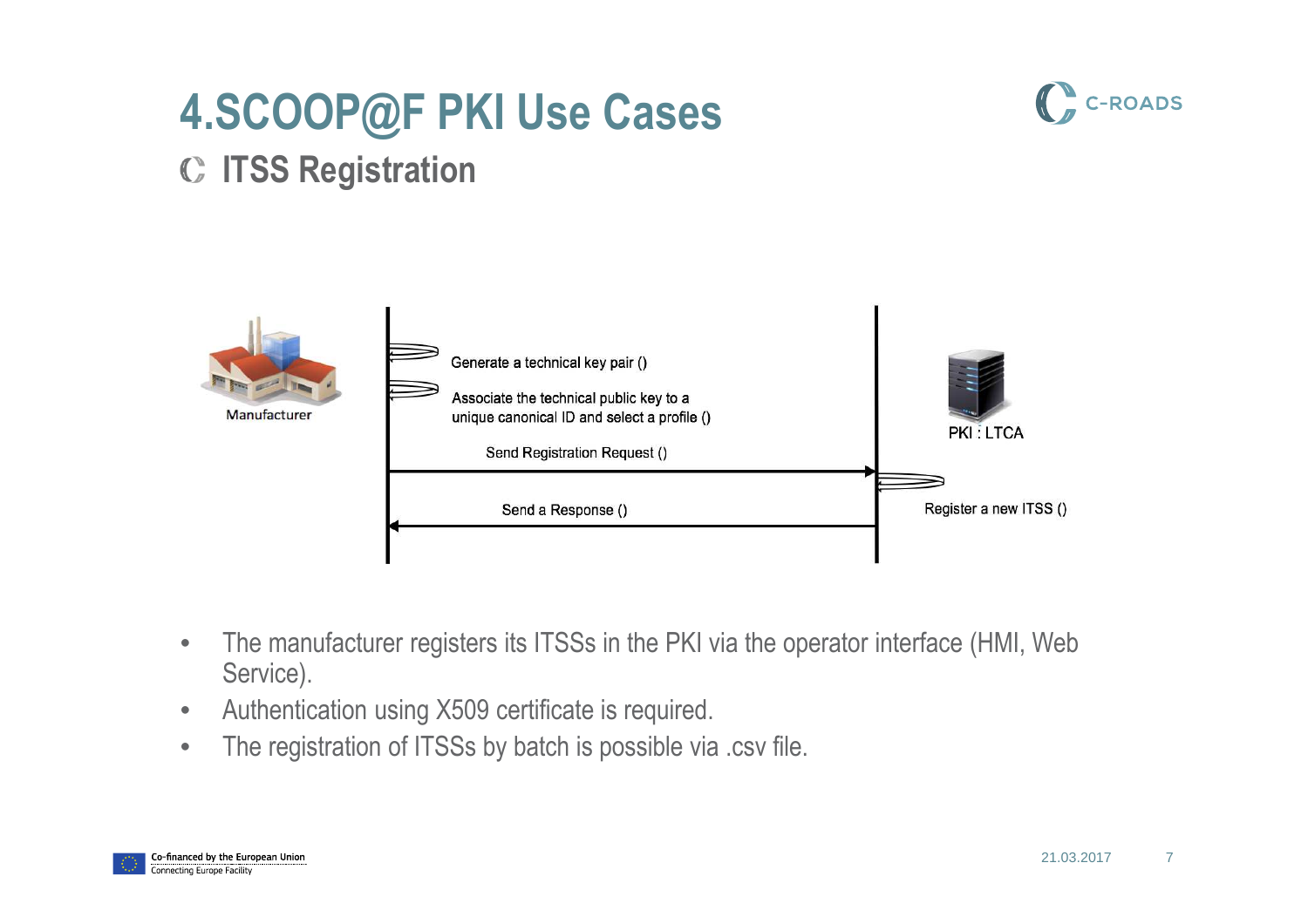# 4.SCOOP@F PKI Use Cases

## ITSS Registration

Manufacturer

PKI : LTCA

Generate a technical key pair ()

Associate the technical public key to a unique canonical ID and select a profile ()

Send Registration Request ()

Register a new ITSS ()

Send a Response ()

- The manufacturer registers its ITSSs in the PKI via the operator interface (HMI, Web Service).
- Authentication using X509 certificate is required.
- The registration of ITSSs by batch is possible via .csv file.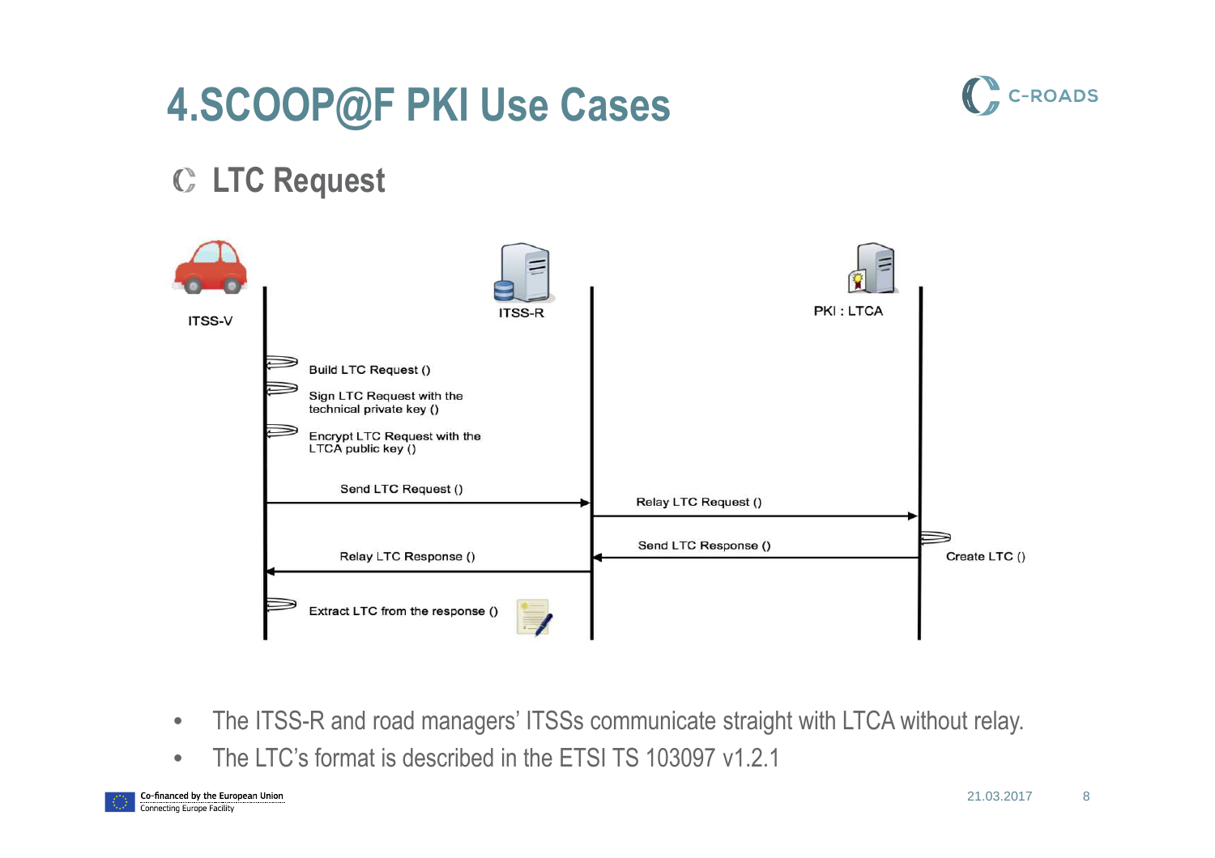# 4.SCOOP@F PKI Use Cases

## LTC Request

ITSS-V

ITSS-R

PKI : LTCA

Build LTC Request ()

Sign LTC Request with the technical private key ()

Encrypt LTC Request with the LTCA public key ()

Send LTC Request ()

Relay LTC Request ()

Create LTC ()

Send LTC Response ()

Relay LTC Response ()

Extract LTC from the response ()

- The ITSS-R and road managers' ITSSs communicate straight with LTCA without relay.
- The LTC's format is described in the ETSI TS 103097 v1.2.1

Co-financed by the European Union
Connecting Europe Facility

21.03.2017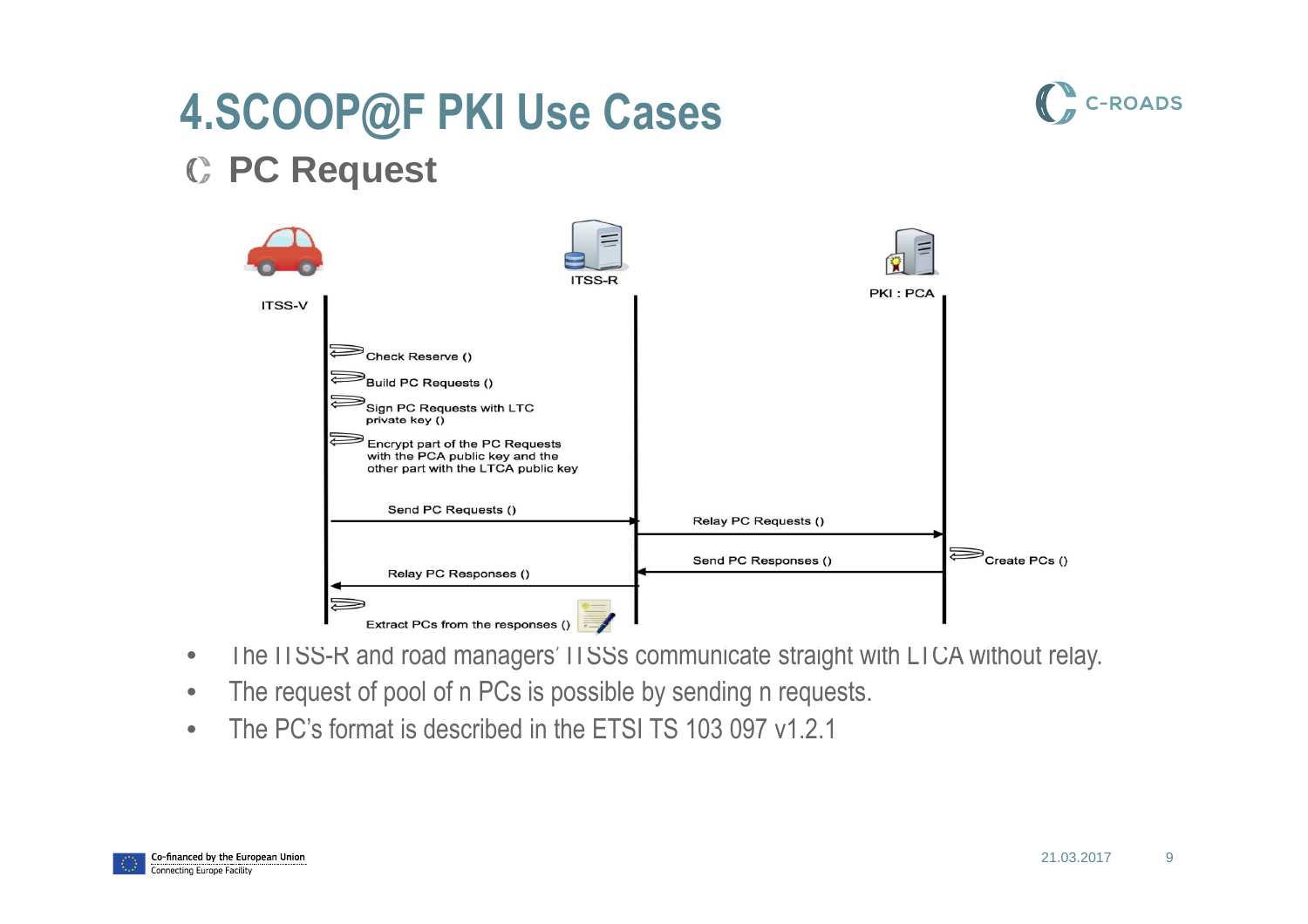# 4.SCOOP@F PKI Use Cases

## PC Request

ITSS-V | ITSS-R | PKI : PCA

- Check Reserve ()
- Build PC Requests ()
- Sign PC Requests with LTC private key ()
- Encrypt part of the PC Requests with the PCA public key and the other part with the LTCA public key
- Send PC Requests ()
- Relay PC Requests ()
- Create PCs ()
- Send PC Responses ()
- Relay PC Responses ()
- Extract PCs from the responses ()

- The ITSS-R and road managers' ITSSs communicate straight with LTCA without relay.
- The request of pool of n PCs is possible by sending n requests.
- The PC's format is described in the ETSI TS 103 097 v1.2.1

Co-financed by the European Union
Connecting Europe Facility

21.03.2017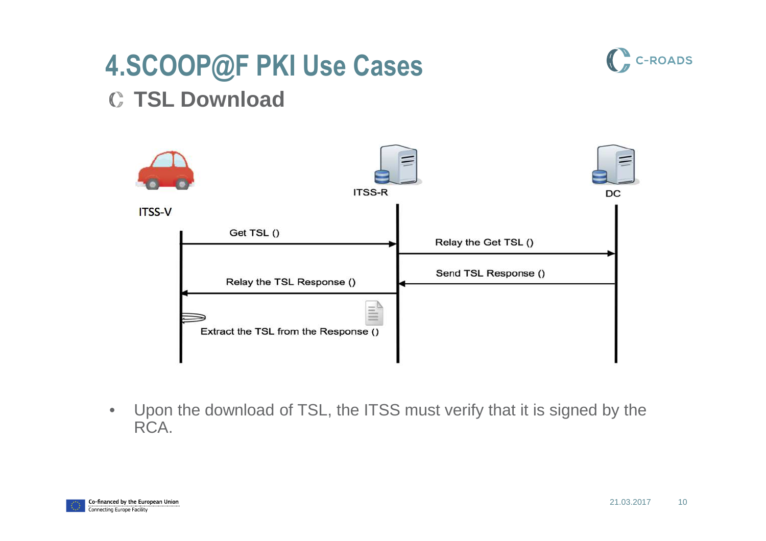# 4.SCOOP@F PKI Use Cases

## TSL Download

ITSS-V

ITSS-R

DC

Get TSL ()

Relay the Get TSL ()

Send TSL Response ()

Relay the TSL Response ()

Extract the TSL from the Response ()

- Upon the download of TSL, the ITSS must verify that it is signed by the RCA.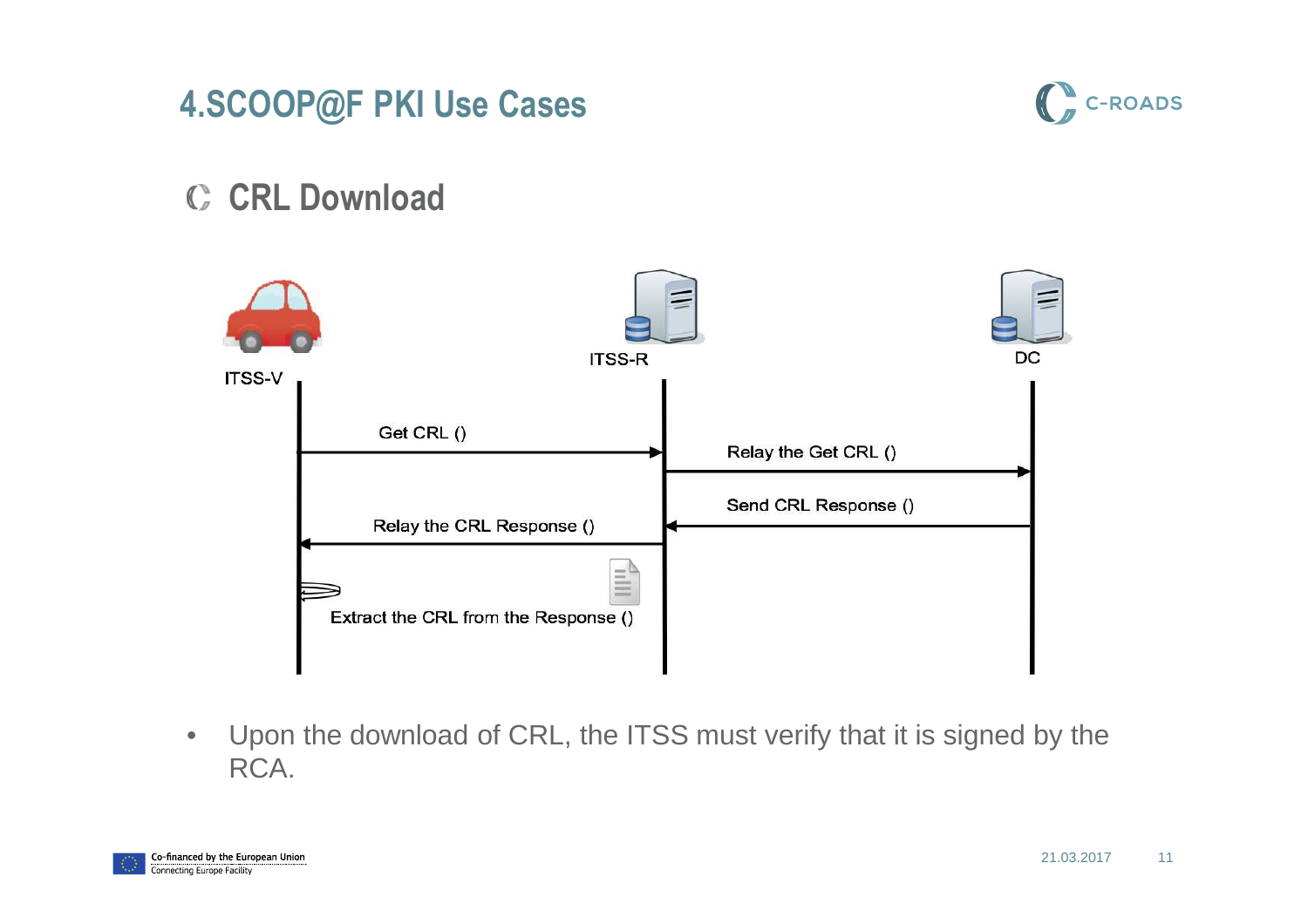# 4.SCOOP@F PKI Use Cases

## CRL Download

ITSS-V

ITSS-R

DC

Get CRL ()

Relay the Get CRL ()

Send CRL Response ()

Relay the CRL Response ()

Extract the CRL from the Response ()

- Upon the download of CRL, the ITSS must verify that it is signed by the RCA.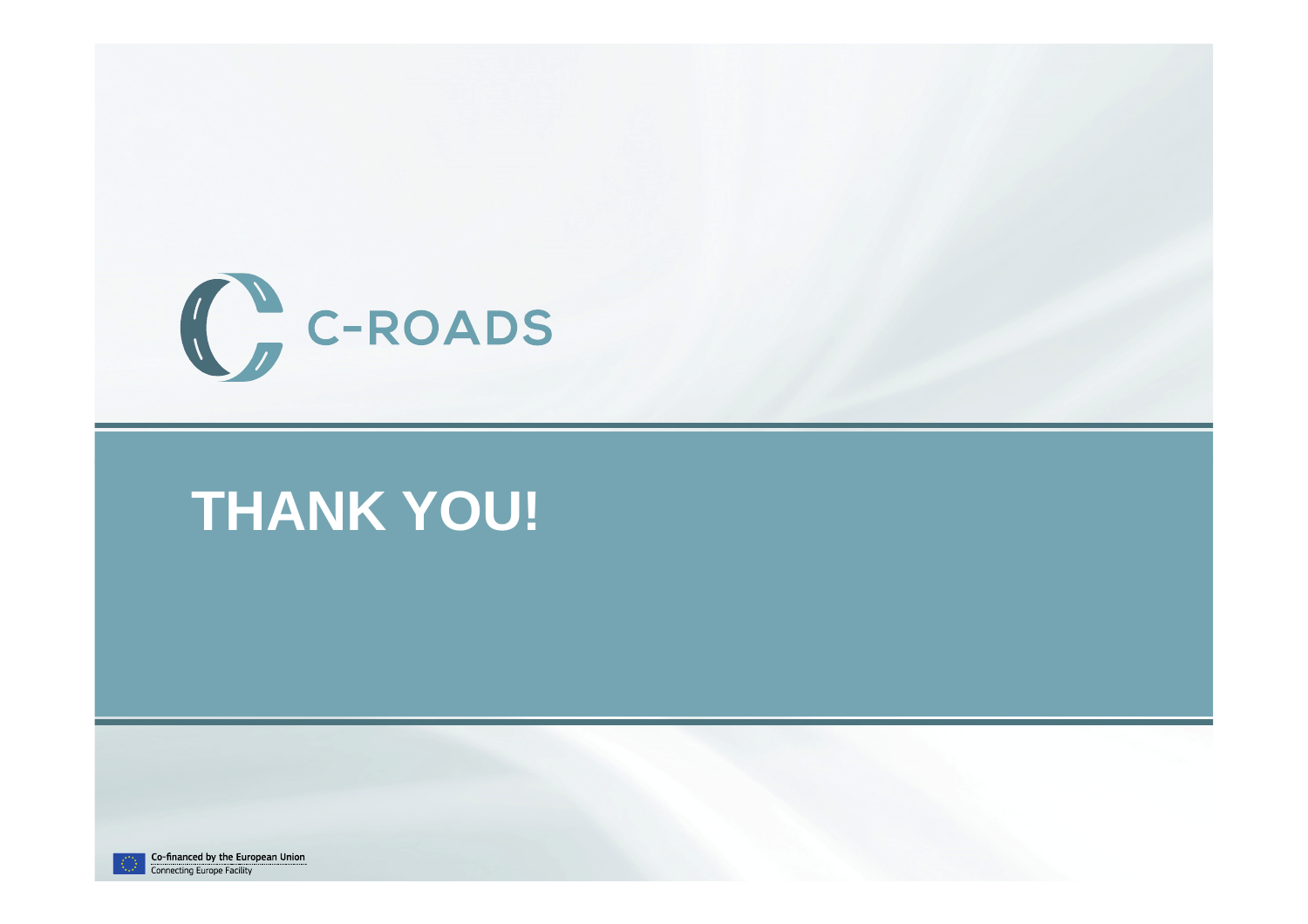C-ROADS

# THANK YOU!

Co-financed by the European Union
Connecting Europe Facility